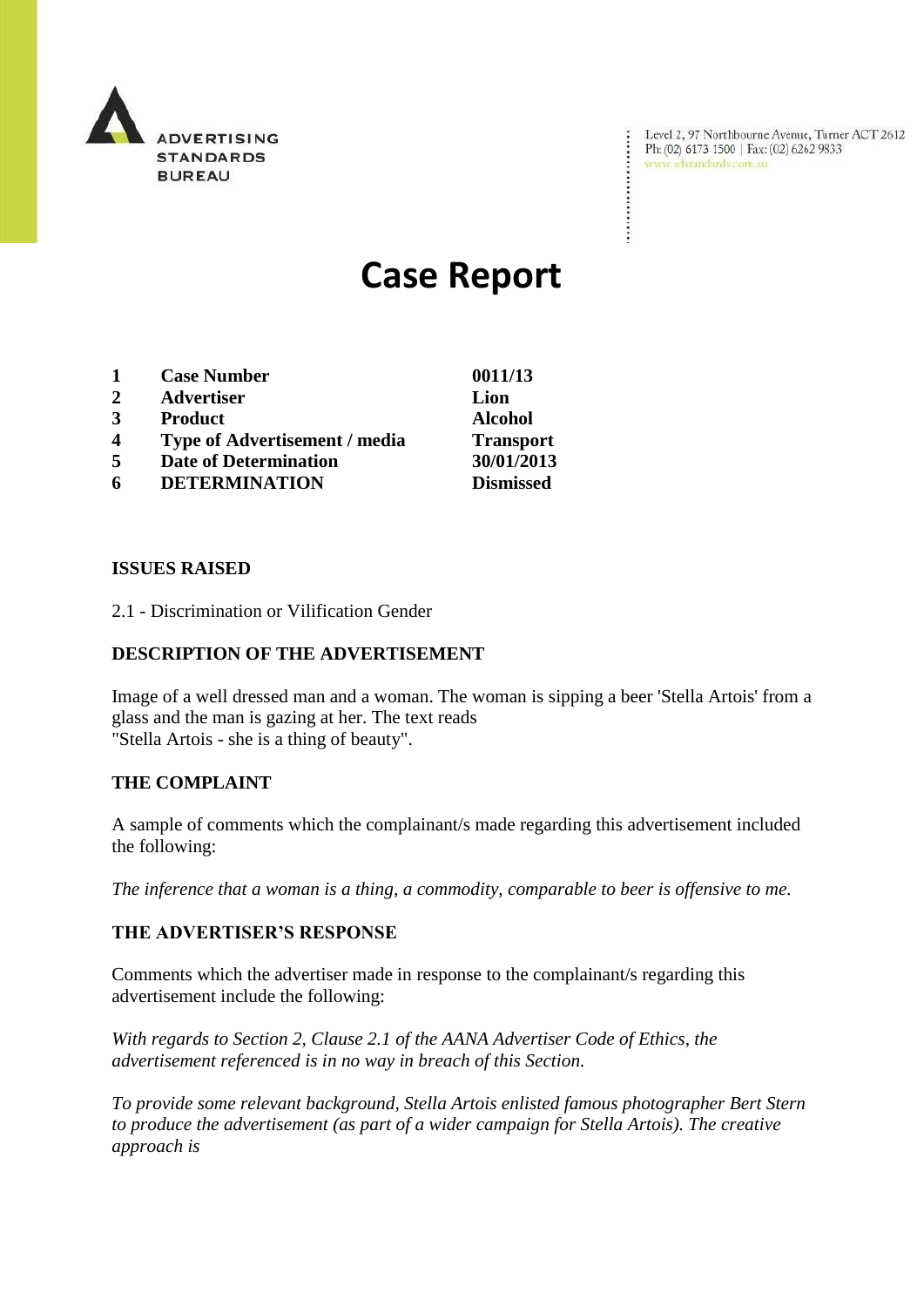ADVERTISING STANDARDS BUREAU

Level 2, 97 Northbourne Avenue, Turner ACT 2612
Ph: (02) 6173 1500 | Fax: (02) 6262 9833
www.adstandards.com.au

# Case Report

| | | |
|---|---|---|
| 1 | **Case Number** | **0011/13** |
| 2 | **Advertiser** | **Lion** |
| 3 | **Product** | **Alcohol** |
| 4 | **Type of Advertisement / media** | **Transport** |
| 5 | **Date of Determination** | **30/01/2013** |
| 6 | **DETERMINATION** | **Dismissed** |

**ISSUES RAISED**

2.1 - Discrimination or Vilification Gender

**DESCRIPTION OF THE ADVERTISEMENT**

Image of a well dressed man and a woman. The woman is sipping a beer 'Stella Artois' from a glass and the man is gazing at her. The text reads
"Stella Artois - she is a thing of beauty".

**THE COMPLAINT**

A sample of comments which the complainant/s made regarding this advertisement included the following:

*The inference that a woman is a thing, a commodity, comparable to beer is offensive to me.*

**THE ADVERTISER'S RESPONSE**

Comments which the advertiser made in response to the complainant/s regarding this advertisement include the following:

*With regards to Section 2, Clause 2.1 of the AANA Advertiser Code of Ethics, the advertisement referenced is in no way in breach of this Section.*

*To provide some relevant background, Stella Artois enlisted famous photographer Bert Stern to produce the advertisement (as part of a wider campaign for Stella Artois). The creative approach is*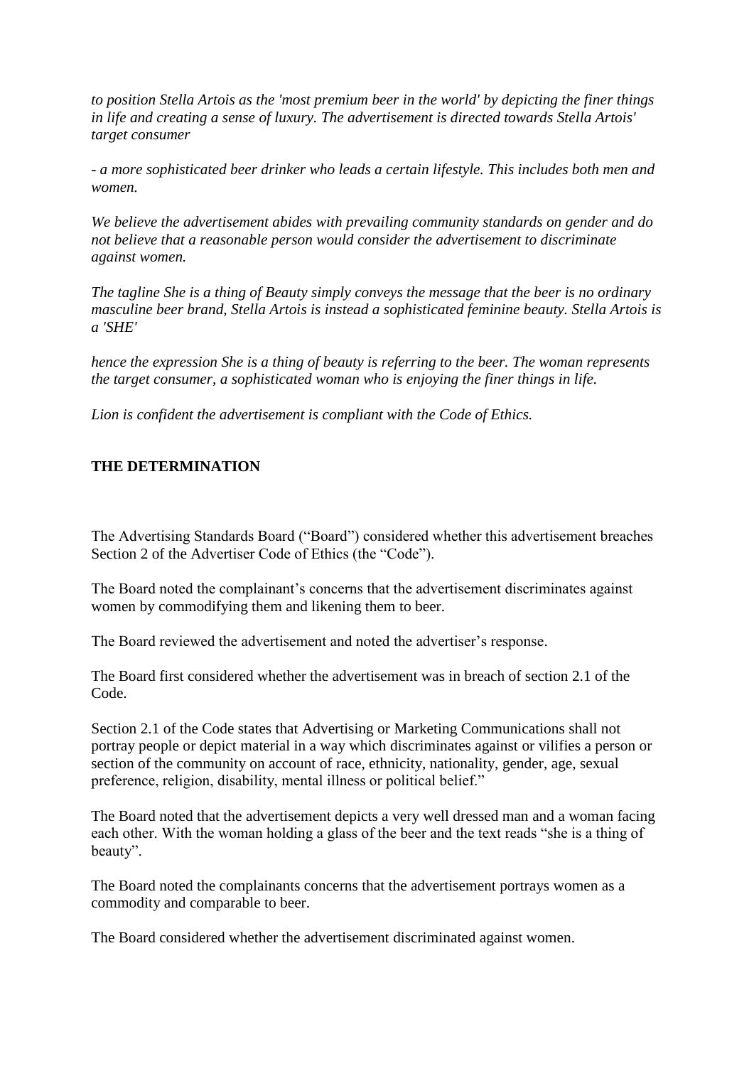*to position Stella Artois as the 'most premium beer in the world' by depicting the finer things in life and creating a sense of luxury. The advertisement is directed towards Stella Artois' target consumer*

*- a more sophisticated beer drinker who leads a certain lifestyle. This includes both men and women.*

*We believe the advertisement abides with prevailing community standards on gender and do not believe that a reasonable person would consider the advertisement to discriminate against women.*

*The tagline She is a thing of Beauty simply conveys the message that the beer is no ordinary masculine beer brand, Stella Artois is instead a sophisticated feminine beauty. Stella Artois is a 'SHE'*

*hence the expression She is a thing of beauty is referring to the beer. The woman represents the target consumer, a sophisticated woman who is enjoying the finer things in life.*

*Lion is confident the advertisement is compliant with the Code of Ethics.*

**THE DETERMINATION**

The Advertising Standards Board ("Board") considered whether this advertisement breaches Section 2 of the Advertiser Code of Ethics (the "Code").

The Board noted the complainant's concerns that the advertisement discriminates against women by commodifying them and likening them to beer.

The Board reviewed the advertisement and noted the advertiser's response.

The Board first considered whether the advertisement was in breach of section 2.1 of the Code.

Section 2.1 of the Code states that Advertising or Marketing Communications shall not portray people or depict material in a way which discriminates against or vilifies a person or section of the community on account of race, ethnicity, nationality, gender, age, sexual preference, religion, disability, mental illness or political belief."

The Board noted that the advertisement depicts a very well dressed man and a woman facing each other. With the woman holding a glass of the beer and the text reads "she is a thing of beauty".

The Board noted the complainants concerns that the advertisement portrays women as a commodity and comparable to beer.

The Board considered whether the advertisement discriminated against women.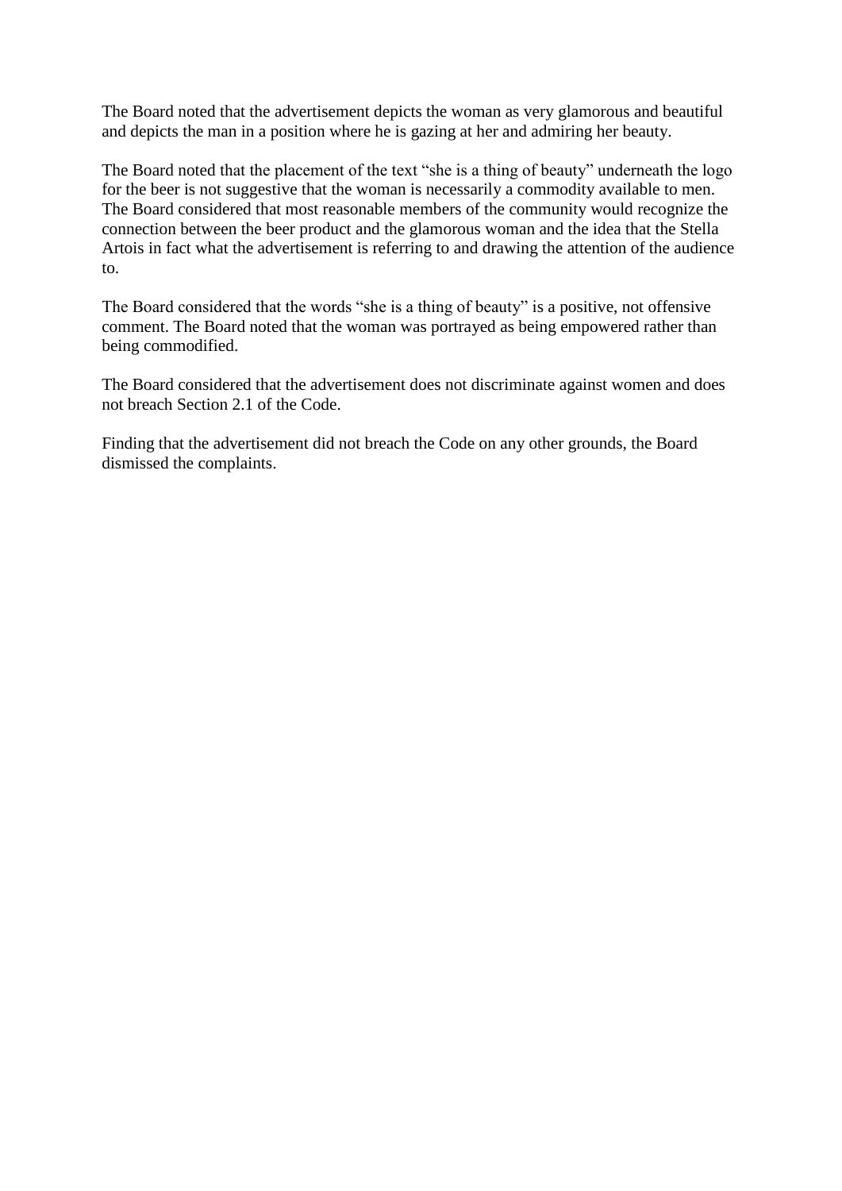The Board noted that the advertisement depicts the woman as very glamorous and beautiful and depicts the man in a position where he is gazing at her and admiring her beauty.

The Board noted that the placement of the text "she is a thing of beauty" underneath the logo for the beer is not suggestive that the woman is necessarily a commodity available to men. The Board considered that most reasonable members of the community would recognize the connection between the beer product and the glamorous woman and the idea that the Stella Artois in fact what the advertisement is referring to and drawing the attention of the audience to.

The Board considered that the words "she is a thing of beauty" is a positive, not offensive comment. The Board noted that the woman was portrayed as being empowered rather than being commodified.

The Board considered that the advertisement does not discriminate against women and does not breach Section 2.1 of the Code.

Finding that the advertisement did not breach the Code on any other grounds, the Board dismissed the complaints.